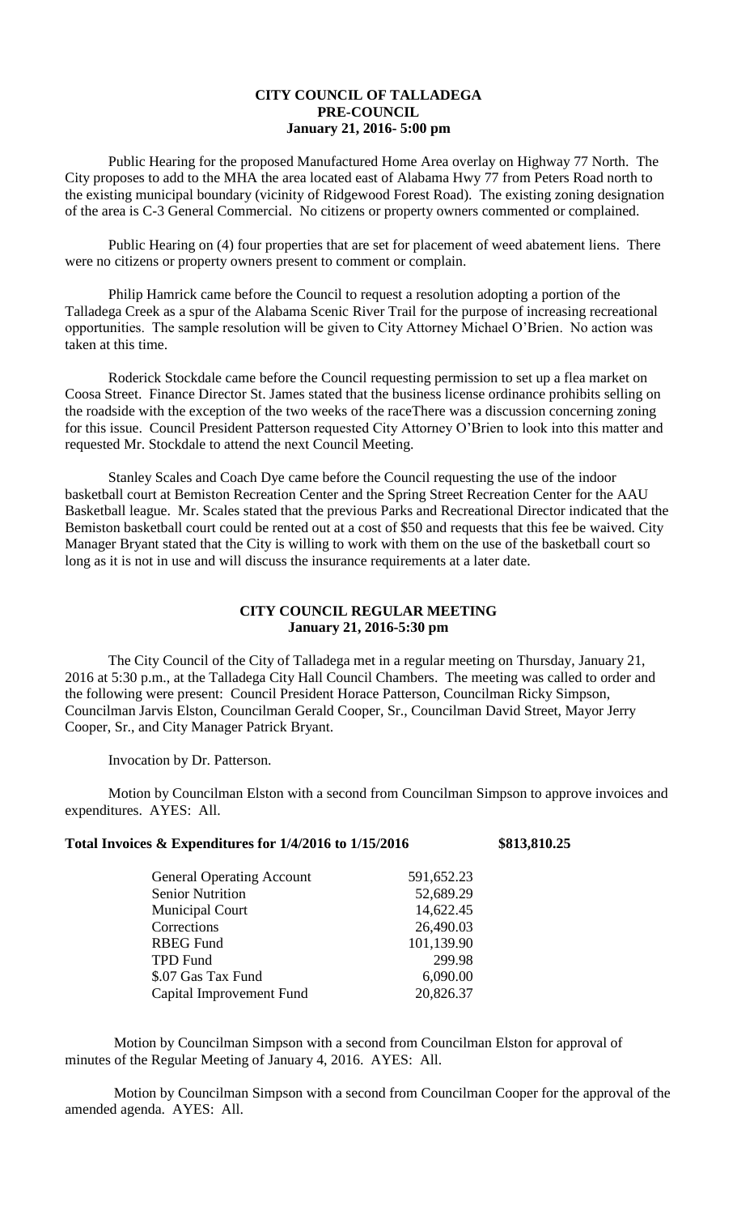**CITY COUNCIL OF TALLADEGA**
**PRE-COUNCIL**
**January 21, 2016- 5:00 pm**

Public Hearing for the proposed Manufactured Home Area overlay on Highway 77 North. The City proposes to add to the MHA the area located east of Alabama Hwy 77 from Peters Road north to the existing municipal boundary (vicinity of Ridgewood Forest Road). The existing zoning designation of the area is C-3 General Commercial. No citizens or property owners commented or complained.

Public Hearing on (4) four properties that are set for placement of weed abatement liens. There were no citizens or property owners present to comment or complain.

Philip Hamrick came before the Council to request a resolution adopting a portion of the Talladega Creek as a spur of the Alabama Scenic River Trail for the purpose of increasing recreational opportunities. The sample resolution will be given to City Attorney Michael O'Brien. No action was taken at this time.

Roderick Stockdale came before the Council requesting permission to set up a flea market on Coosa Street. Finance Director St. James stated that the business license ordinance prohibits selling on the roadside with the exception of the two weeks of the raceThere was a discussion concerning zoning for this issue. Council President Patterson requested City Attorney O'Brien to look into this matter and requested Mr. Stockdale to attend the next Council Meeting.

Stanley Scales and Coach Dye came before the Council requesting the use of the indoor basketball court at Bemiston Recreation Center and the Spring Street Recreation Center for the AAU Basketball league. Mr. Scales stated that the previous Parks and Recreational Director indicated that the Bemiston basketball court could be rented out at a cost of $50 and requests that this fee be waived. City Manager Bryant stated that the City is willing to work with them on the use of the basketball court so long as it is not in use and will discuss the insurance requirements at a later date.

**CITY COUNCIL REGULAR MEETING**
**January 21, 2016-5:30 pm**

The City Council of the City of Talladega met in a regular meeting on Thursday, January 21, 2016 at 5:30 p.m., at the Talladega City Hall Council Chambers. The meeting was called to order and the following were present: Council President Horace Patterson, Councilman Ricky Simpson, Councilman Jarvis Elston, Councilman Gerald Cooper, Sr., Councilman David Street, Mayor Jerry Cooper, Sr., and City Manager Patrick Bryant.

Invocation by Dr. Patterson.

Motion by Councilman Elston with a second from Councilman Simpson to approve invoices and expenditures. AYES: All.

**Total Invoices & Expenditures for 1/4/2016 to 1/15/2016 $813,810.25**

| | |
|---|---|
| General Operating Account | 591,652.23 |
| Senior Nutrition | 52,689.29 |
| Municipal Court | 14,622.45 |
| Corrections | 26,490.03 |
| RBEG Fund | 101,139.90 |
| TPD Fund | 299.98 |
| $.07 Gas Tax Fund | 6,090.00 |
| Capital Improvement Fund | 20,826.37 |

Motion by Councilman Simpson with a second from Councilman Elston for approval of minutes of the Regular Meeting of January 4, 2016. AYES: All.

Motion by Councilman Simpson with a second from Councilman Cooper for the approval of the amended agenda. AYES: All.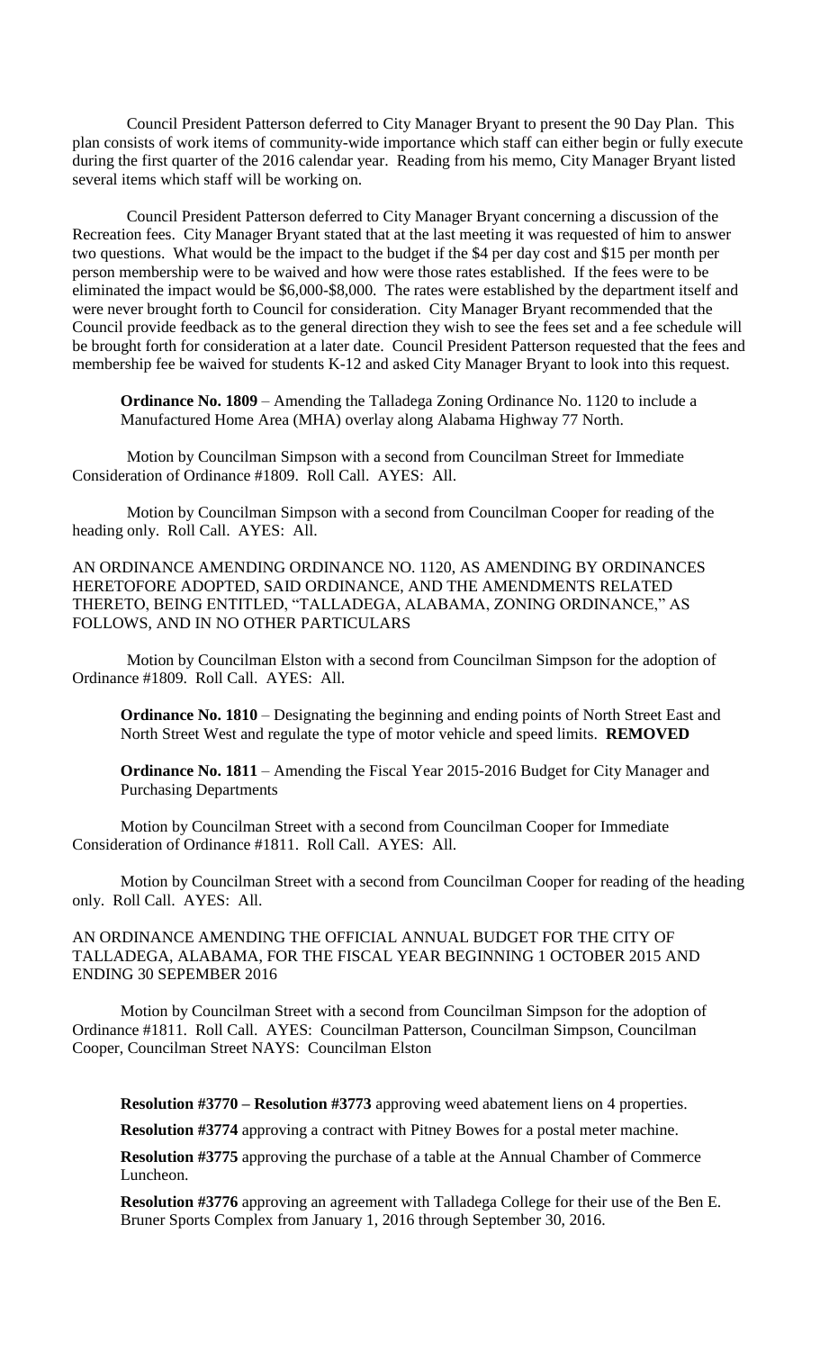Council President Patterson deferred to City Manager Bryant to present the 90 Day Plan. This plan consists of work items of community-wide importance which staff can either begin or fully execute during the first quarter of the 2016 calendar year. Reading from his memo, City Manager Bryant listed several items which staff will be working on.

Council President Patterson deferred to City Manager Bryant concerning a discussion of the Recreation fees. City Manager Bryant stated that at the last meeting it was requested of him to answer two questions. What would be the impact to the budget if the $4 per day cost and $15 per month per person membership were to be waived and how were those rates established. If the fees were to be eliminated the impact would be $6,000-$8,000. The rates were established by the department itself and were never brought forth to Council for consideration. City Manager Bryant recommended that the Council provide feedback as to the general direction they wish to see the fees set and a fee schedule will be brought forth for consideration at a later date. Council President Patterson requested that the fees and membership fee be waived for students K-12 and asked City Manager Bryant to look into this request.

**Ordinance No. 1809** – Amending the Talladega Zoning Ordinance No. 1120 to include a Manufactured Home Area (MHA) overlay along Alabama Highway 77 North.

Motion by Councilman Simpson with a second from Councilman Street for Immediate Consideration of Ordinance #1809. Roll Call. AYES: All.

Motion by Councilman Simpson with a second from Councilman Cooper for reading of the heading only. Roll Call. AYES: All.

AN ORDINANCE AMENDING ORDINANCE NO. 1120, AS AMENDING BY ORDINANCES HERETOFORE ADOPTED, SAID ORDINANCE, AND THE AMENDMENTS RELATED THERETO, BEING ENTITLED, "TALLADEGA, ALABAMA, ZONING ORDINANCE," AS FOLLOWS, AND IN NO OTHER PARTICULARS

Motion by Councilman Elston with a second from Councilman Simpson for the adoption of Ordinance #1809. Roll Call. AYES: All.

**Ordinance No. 1810** – Designating the beginning and ending points of North Street East and North Street West and regulate the type of motor vehicle and speed limits. **REMOVED**

**Ordinance No. 1811** – Amending the Fiscal Year 2015-2016 Budget for City Manager and Purchasing Departments

Motion by Councilman Street with a second from Councilman Cooper for Immediate Consideration of Ordinance #1811. Roll Call. AYES: All.

Motion by Councilman Street with a second from Councilman Cooper for reading of the heading only. Roll Call. AYES: All.

AN ORDINANCE AMENDING THE OFFICIAL ANNUAL BUDGET FOR THE CITY OF TALLADEGA, ALABAMA, FOR THE FISCAL YEAR BEGINNING 1 OCTOBER 2015 AND ENDING 30 SEPEMBER 2016

Motion by Councilman Street with a second from Councilman Simpson for the adoption of Ordinance #1811. Roll Call. AYES: Councilman Patterson, Councilman Simpson, Councilman Cooper, Councilman Street NAYS: Councilman Elston

**Resolution #3770 – Resolution #3773** approving weed abatement liens on 4 properties.

**Resolution #3774** approving a contract with Pitney Bowes for a postal meter machine.

**Resolution #3775** approving the purchase of a table at the Annual Chamber of Commerce Luncheon.

**Resolution #3776** approving an agreement with Talladega College for their use of the Ben E. Bruner Sports Complex from January 1, 2016 through September 30, 2016.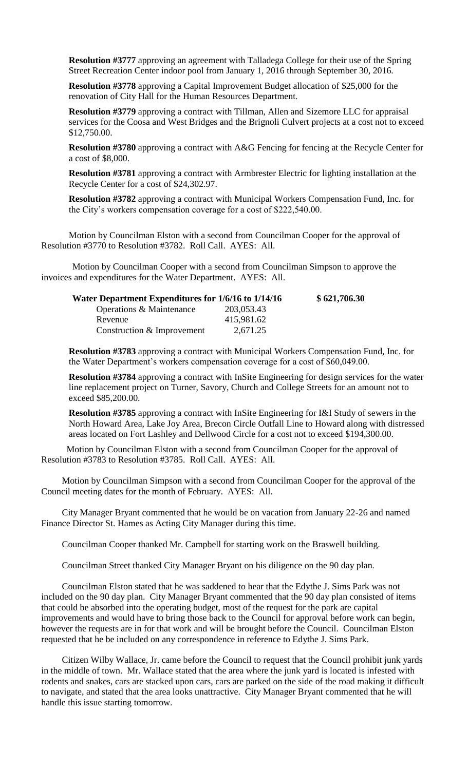**Resolution #3777** approving an agreement with Talladega College for their use of the Spring Street Recreation Center indoor pool from January 1, 2016 through September 30, 2016.

**Resolution #3778** approving a Capital Improvement Budget allocation of $25,000 for the renovation of City Hall for the Human Resources Department.

**Resolution #3779** approving a contract with Tillman, Allen and Sizemore LLC for appraisal services for the Coosa and West Bridges and the Brignoli Culvert projects at a cost not to exceed $12,750.00.

**Resolution #3780** approving a contract with A&G Fencing for fencing at the Recycle Center for a cost of $8,000.

**Resolution #3781** approving a contract with Armbrester Electric for lighting installation at the Recycle Center for a cost of $24,302.97.

**Resolution #3782** approving a contract with Municipal Workers Compensation Fund, Inc. for the City's workers compensation coverage for a cost of $222,540.00.

Motion by Councilman Elston with a second from Councilman Cooper for the approval of Resolution #3770 to Resolution #3782. Roll Call. AYES: All.

Motion by Councilman Cooper with a second from Councilman Simpson to approve the invoices and expenditures for the Water Department. AYES: All.

| **Water Department Expenditures for 1/6/16 to 1/14/16** | | **$ 621,706.30** |
|---|---|---|
| Operations & Maintenance | 203,053.43 | |
| Revenue | 415,981.62 | |
| Construction & Improvement | 2,671.25 | |

**Resolution #3783** approving a contract with Municipal Workers Compensation Fund, Inc. for the Water Department's workers compensation coverage for a cost of $60,049.00.

**Resolution #3784** approving a contract with InSite Engineering for design services for the water line replacement project on Turner, Savory, Church and College Streets for an amount not to exceed $85,200.00.

**Resolution #3785** approving a contract with InSite Engineering for I&I Study of sewers in the North Howard Area, Lake Joy Area, Brecon Circle Outfall Line to Howard along with distressed areas located on Fort Lashley and Dellwood Circle for a cost not to exceed $194,300.00.

Motion by Councilman Elston with a second from Councilman Cooper for the approval of Resolution #3783 to Resolution #3785. Roll Call. AYES: All.

Motion by Councilman Simpson with a second from Councilman Cooper for the approval of the Council meeting dates for the month of February. AYES: All.

City Manager Bryant commented that he would be on vacation from January 22-26 and named Finance Director St. Hames as Acting City Manager during this time.

Councilman Cooper thanked Mr. Campbell for starting work on the Braswell building.

Councilman Street thanked City Manager Bryant on his diligence on the 90 day plan.

Councilman Elston stated that he was saddened to hear that the Edythe J. Sims Park was not included on the 90 day plan. City Manager Bryant commented that the 90 day plan consisted of items that could be absorbed into the operating budget, most of the request for the park are capital improvements and would have to bring those back to the Council for approval before work can begin, however the requests are in for that work and will be brought before the Council. Councilman Elston requested that he be included on any correspondence in reference to Edythe J. Sims Park.

Citizen Wilby Wallace, Jr. came before the Council to request that the Council prohibit junk yards in the middle of town. Mr. Wallace stated that the area where the junk yard is located is infested with rodents and snakes, cars are stacked upon cars, cars are parked on the side of the road making it difficult to navigate, and stated that the area looks unattractive. City Manager Bryant commented that he will handle this issue starting tomorrow.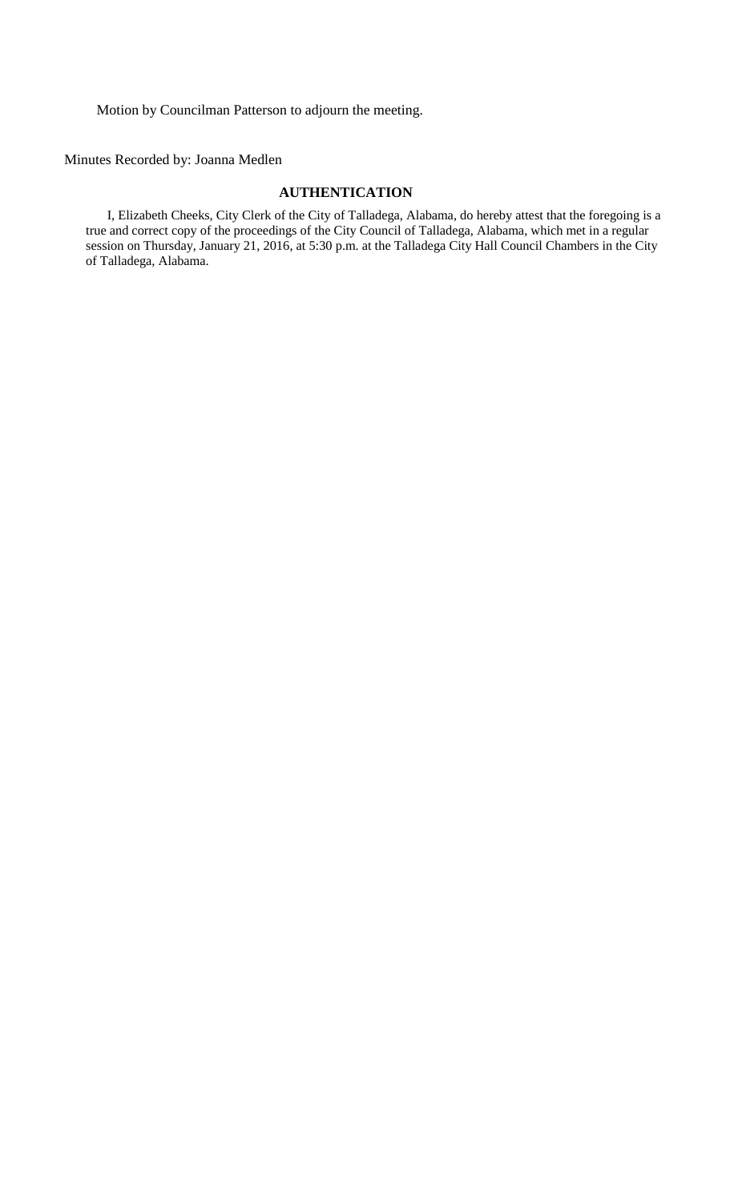Motion by Councilman Patterson to adjourn the meeting.

Minutes Recorded by: Joanna Medlen

## AUTHENTICATION

I, Elizabeth Cheeks, City Clerk of the City of Talladega, Alabama, do hereby attest that the foregoing is a true and correct copy of the proceedings of the City Council of Talladega, Alabama, which met in a regular session on Thursday, January 21, 2016, at 5:30 p.m. at the Talladega City Hall Council Chambers in the City of Talladega, Alabama.